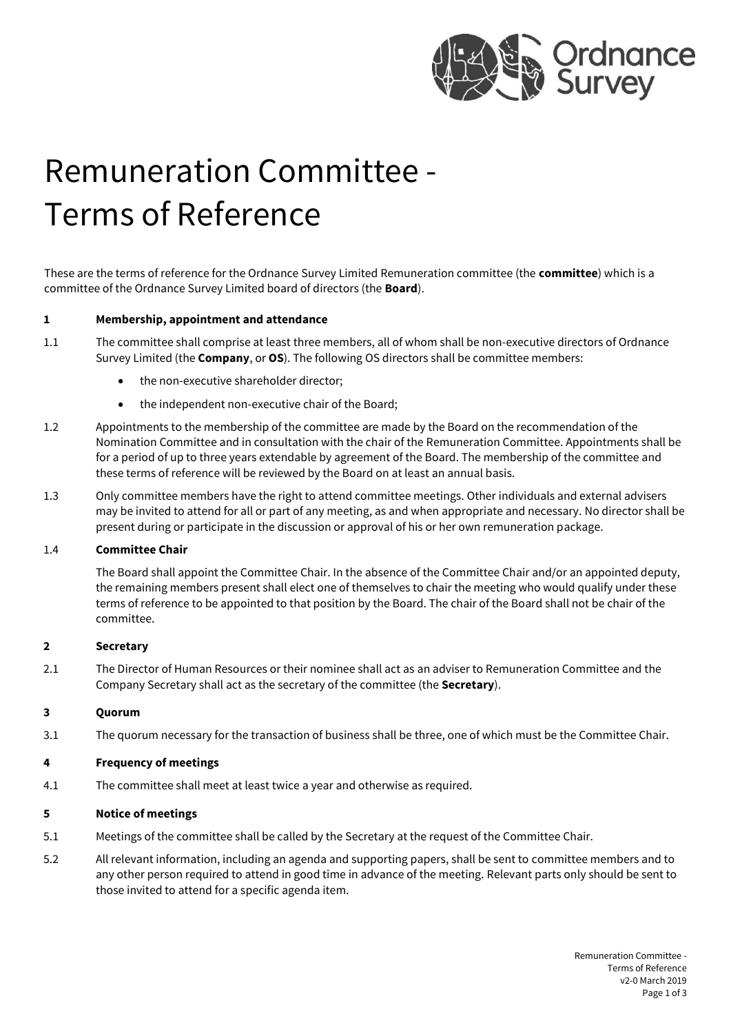# Remuneration Committee - Terms of Reference

These are the terms of reference for the Ordnance Survey Limited Remuneration committee (the **committee**) which is a committee of the Ordnance Survey Limited board of directors (the **Board**).

**1 Membership, appointment and attendance**

1.1 The committee shall comprise at least three members, all of whom shall be non-executive directors of Ordnance Survey Limited (the **Company**, or **OS**). The following OS directors shall be committee members:

- the non-executive shareholder director;
- the independent non-executive chair of the Board;

1.2 Appointments to the membership of the committee are made by the Board on the recommendation of the Nomination Committee and in consultation with the chair of the Remuneration Committee. Appointments shall be for a period of up to three years extendable by agreement of the Board. The membership of the committee and these terms of reference will be reviewed by the Board on at least an annual basis.

1.3 Only committee members have the right to attend committee meetings. Other individuals and external advisers may be invited to attend for all or part of any meeting, as and when appropriate and necessary. No director shall be present during or participate in the discussion or approval of his or her own remuneration package.

1.4 **Committee Chair**

The Board shall appoint the Committee Chair. In the absence of the Committee Chair and/or an appointed deputy, the remaining members present shall elect one of themselves to chair the meeting who would qualify under these terms of reference to be appointed to that position by the Board. The chair of the Board shall not be chair of the committee.

**2 Secretary**

2.1 The Director of Human Resources or their nominee shall act as an adviser to Remuneration Committee and the Company Secretary shall act as the secretary of the committee (the **Secretary**).

**3 Quorum**

3.1 The quorum necessary for the transaction of business shall be three, one of which must be the Committee Chair.

**4 Frequency of meetings**

4.1 The committee shall meet at least twice a year and otherwise as required.

**5 Notice of meetings**

5.1 Meetings of the committee shall be called by the Secretary at the request of the Committee Chair.

5.2 All relevant information, including an agenda and supporting papers, shall be sent to committee members and to any other person required to attend in good time in advance of the meeting. Relevant parts only should be sent to those invited to attend for a specific agenda item.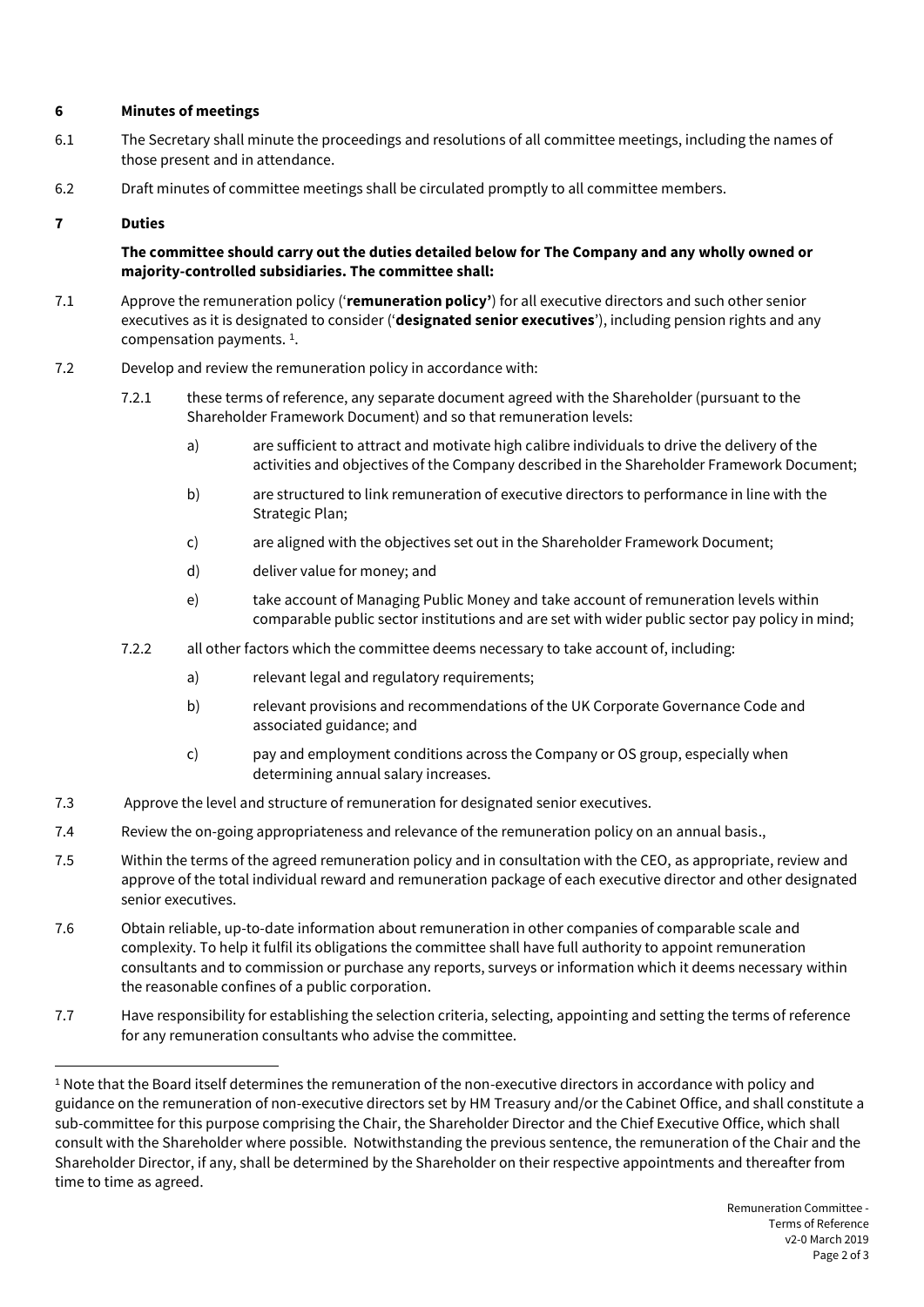## 6 Minutes of meetings

6.1 The Secretary shall minute the proceedings and resolutions of all committee meetings, including the names of those present and in attendance.

6.2 Draft minutes of committee meetings shall be circulated promptly to all committee members.

## 7 Duties

**The committee should carry out the duties detailed below for The Company and any wholly owned or majority-controlled subsidiaries. The committee shall:**

7.1 Approve the remuneration policy ('**remuneration policy'**) for all executive directors and such other senior executives as it is designated to consider ('**designated senior executives**'), including pension rights and any compensation payments. [1].

7.2 Develop and review the remuneration policy in accordance with:

7.2.1 these terms of reference, any separate document agreed with the Shareholder (pursuant to the Shareholder Framework Document) and so that remuneration levels:

a) are sufficient to attract and motivate high calibre individuals to drive the delivery of the activities and objectives of the Company described in the Shareholder Framework Document;

b) are structured to link remuneration of executive directors to performance in line with the Strategic Plan;

c) are aligned with the objectives set out in the Shareholder Framework Document;

d) deliver value for money; and

e) take account of Managing Public Money and take account of remuneration levels within comparable public sector institutions and are set with wider public sector pay policy in mind;

7.2.2 all other factors which the committee deems necessary to take account of, including:

a) relevant legal and regulatory requirements;

b) relevant provisions and recommendations of the UK Corporate Governance Code and associated guidance; and

c) pay and employment conditions across the Company or OS group, especially when determining annual salary increases.

7.3 Approve the level and structure of remuneration for designated senior executives.

7.4 Review the on-going appropriateness and relevance of the remuneration policy on an annual basis.,

7.5 Within the terms of the agreed remuneration policy and in consultation with the CEO, as appropriate, review and approve of the total individual reward and remuneration package of each executive director and other designated senior executives.

7.6 Obtain reliable, up-to-date information about remuneration in other companies of comparable scale and complexity. To help it fulfil its obligations the committee shall have full authority to appoint remuneration consultants and to commission or purchase any reports, surveys or information which it deems necessary within the reasonable confines of a public corporation.

7.7 Have responsibility for establishing the selection criteria, selecting, appointing and setting the terms of reference for any remuneration consultants who advise the committee.

---

[1] Note that the Board itself determines the remuneration of the non-executive directors in accordance with policy and guidance on the remuneration of non-executive directors set by HM Treasury and/or the Cabinet Office, and shall constitute a sub-committee for this purpose comprising the Chair, the Shareholder Director and the Chief Executive Office, which shall consult with the Shareholder where possible. Notwithstanding the previous sentence, the remuneration of the Chair and the Shareholder Director, if any, shall be determined by the Shareholder on their respective appointments and thereafter from time to time as agreed.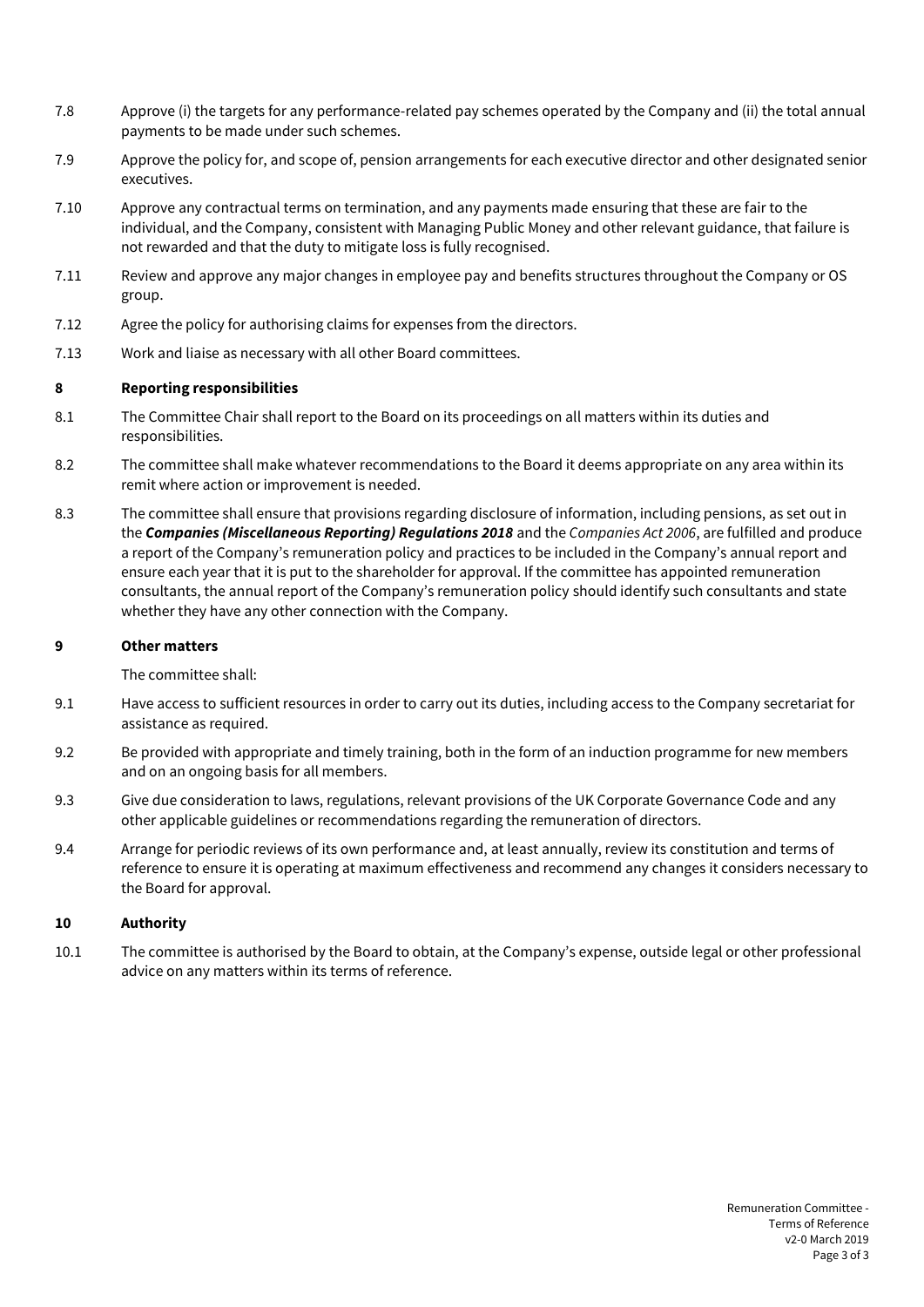7.8 Approve (i) the targets for any performance-related pay schemes operated by the Company and (ii) the total annual payments to be made under such schemes.

7.9 Approve the policy for, and scope of, pension arrangements for each executive director and other designated senior executives.

7.10 Approve any contractual terms on termination, and any payments made ensuring that these are fair to the individual, and the Company, consistent with Managing Public Money and other relevant guidance, that failure is not rewarded and that the duty to mitigate loss is fully recognised.

7.11 Review and approve any major changes in employee pay and benefits structures throughout the Company or OS group.

7.12 Agree the policy for authorising claims for expenses from the directors.

7.13 Work and liaise as necessary with all other Board committees.

## 8 Reporting responsibilities

8.1 The Committee Chair shall report to the Board on its proceedings on all matters within its duties and responsibilities.

8.2 The committee shall make whatever recommendations to the Board it deems appropriate on any area within its remit where action or improvement is needed.

8.3 The committee shall ensure that provisions regarding disclosure of information, including pensions, as set out in the ***Companies (Miscellaneous Reporting) Regulations 2018*** and the *Companies Act 2006*, are fulfilled and produce a report of the Company's remuneration policy and practices to be included in the Company's annual report and ensure each year that it is put to the shareholder for approval. If the committee has appointed remuneration consultants, the annual report of the Company's remuneration policy should identify such consultants and state whether they have any other connection with the Company.

## 9 Other matters

The committee shall:

9.1 Have access to sufficient resources in order to carry out its duties, including access to the Company secretariat for assistance as required.

9.2 Be provided with appropriate and timely training, both in the form of an induction programme for new members and on an ongoing basis for all members.

9.3 Give due consideration to laws, regulations, relevant provisions of the UK Corporate Governance Code and any other applicable guidelines or recommendations regarding the remuneration of directors.

9.4 Arrange for periodic reviews of its own performance and, at least annually, review its constitution and terms of reference to ensure it is operating at maximum effectiveness and recommend any changes it considers necessary to the Board for approval.

## 10 Authority

10.1 The committee is authorised by the Board to obtain, at the Company's expense, outside legal or other professional advice on any matters within its terms of reference.